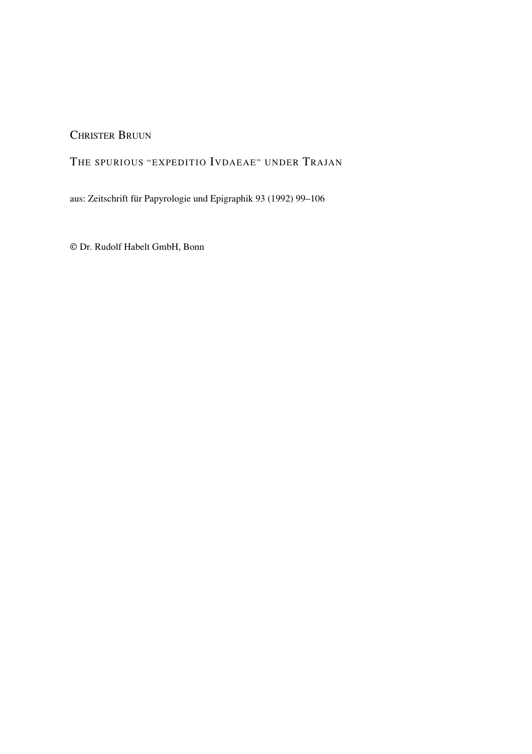CHRISTER BRUUN

THE SPURIOUS “EXPEDITIO IVDAEAE” UNDER TRAJAN

aus: Zeitschrift für Papyrologie und Epigraphik 93 (1992) 99–106

© Dr. Rudolf Habelt GmbH, Bonn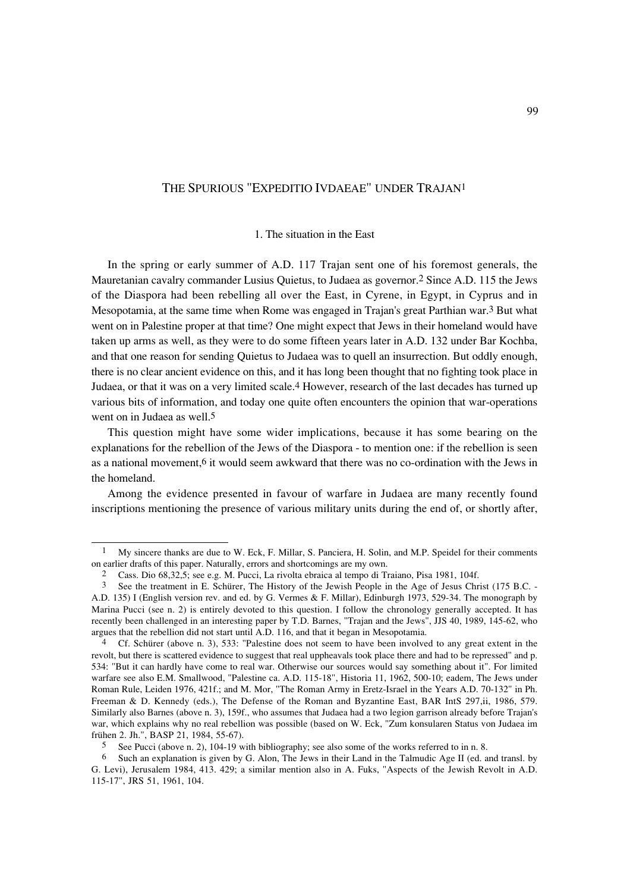# The Spurious "Expeditio Ivdaeae" under Trajan[1]

## 1. The situation in the East

In the spring or early summer of A.D. 117 Trajan sent one of his foremost generals, the Mauretanian cavalry commander Lusius Quietus, to Judaea as governor.[2] Since A.D. 115 the Jews of the Diaspora had been rebelling all over the East, in Cyrene, in Egypt, in Cyprus and in Mesopotamia, at the same time when Rome was engaged in Trajan's great Parthian war.[3] But what went on in Palestine proper at that time? One might expect that Jews in their homeland would have taken up arms as well, as they were to do some fifteen years later in A.D. 132 under Bar Kochba, and that one reason for sending Quietus to Judaea was to quell an insurrection. But oddly enough, there is no clear ancient evidence on this, and it has long been thought that no fighting took place in Judaea, or that it was on a very limited scale.[4] However, research of the last decades has turned up various bits of information, and today one quite often encounters the opinion that war-operations went on in Judaea as well.[5]

This question might have some wider implications, because it has some bearing on the explanations for the rebellion of the Jews of the Diaspora - to mention one: if the rebellion is seen as a national movement,[6] it would seem awkward that there was no co-ordination with the Jews in the homeland.

Among the evidence presented in favour of warfare in Judaea are many recently found inscriptions mentioning the presence of various military units during the end of, or shortly after,

---

[1] My sincere thanks are due to W. Eck, F. Millar, S. Panciera, H. Solin, and M.P. Speidel for their comments on earlier drafts of this paper. Naturally, errors and shortcomings are my own.

[2] Cass. Dio 68,32,5; see e.g. M. Pucci, La rivolta ebraica al tempo di Traiano, Pisa 1981, 104f.

[3] See the treatment in E. Schürer, The History of the Jewish People in the Age of Jesus Christ (175 B.C. - A.D. 135) I (English version rev. and ed. by G. Vermes & F. Millar), Edinburgh 1973, 529-34. The monograph by Marina Pucci (see n. 2) is entirely devoted to this question. I follow the chronology generally accepted. It has recently been challenged in an interesting paper by T.D. Barnes, "Trajan and the Jews", JJS 40, 1989, 145-62, who argues that the rebellion did not start until A.D. 116, and that it began in Mesopotamia.

[4] Cf. Schürer (above n. 3), 533: "Palestine does not seem to have been involved to any great extent in the revolt, but there is scattered evidence to suggest that real uppheavals took place there and had to be repressed" and p. 534: "But it can hardly have come to real war. Otherwise our sources would say something about it". For limited warfare see also E.M. Smallwood, "Palestine ca. A.D. 115-18", Historia 11, 1962, 500-10; eadem, The Jews under Roman Rule, Leiden 1976, 421f.; and M. Mor, "The Roman Army in Eretz-Israel in the Years A.D. 70-132" in Ph. Freeman & D. Kennedy (eds.), The Defense of the Roman and Byzantine East, BAR IntS 297,ii, 1986, 579. Similarly also Barnes (above n. 3), 159f., who assumes that Judaea had a two legion garrison already before Trajan's war, which explains why no real rebellion was possible (based on W. Eck, "Zum konsularen Status von Judaea im frühen 2. Jh.", BASP 21, 1984, 55-67).

[5] See Pucci (above n. 2), 104-19 with bibliography; see also some of the works referred to in n. 8.

[6] Such an explanation is given by G. Alon, The Jews in their Land in the Talmudic Age II (ed. and transl. by G. Levi), Jerusalem 1984, 413. 429; a similar mention also in A. Fuks, "Aspects of the Jewish Revolt in A.D. 115-17", JRS 51, 1961, 104.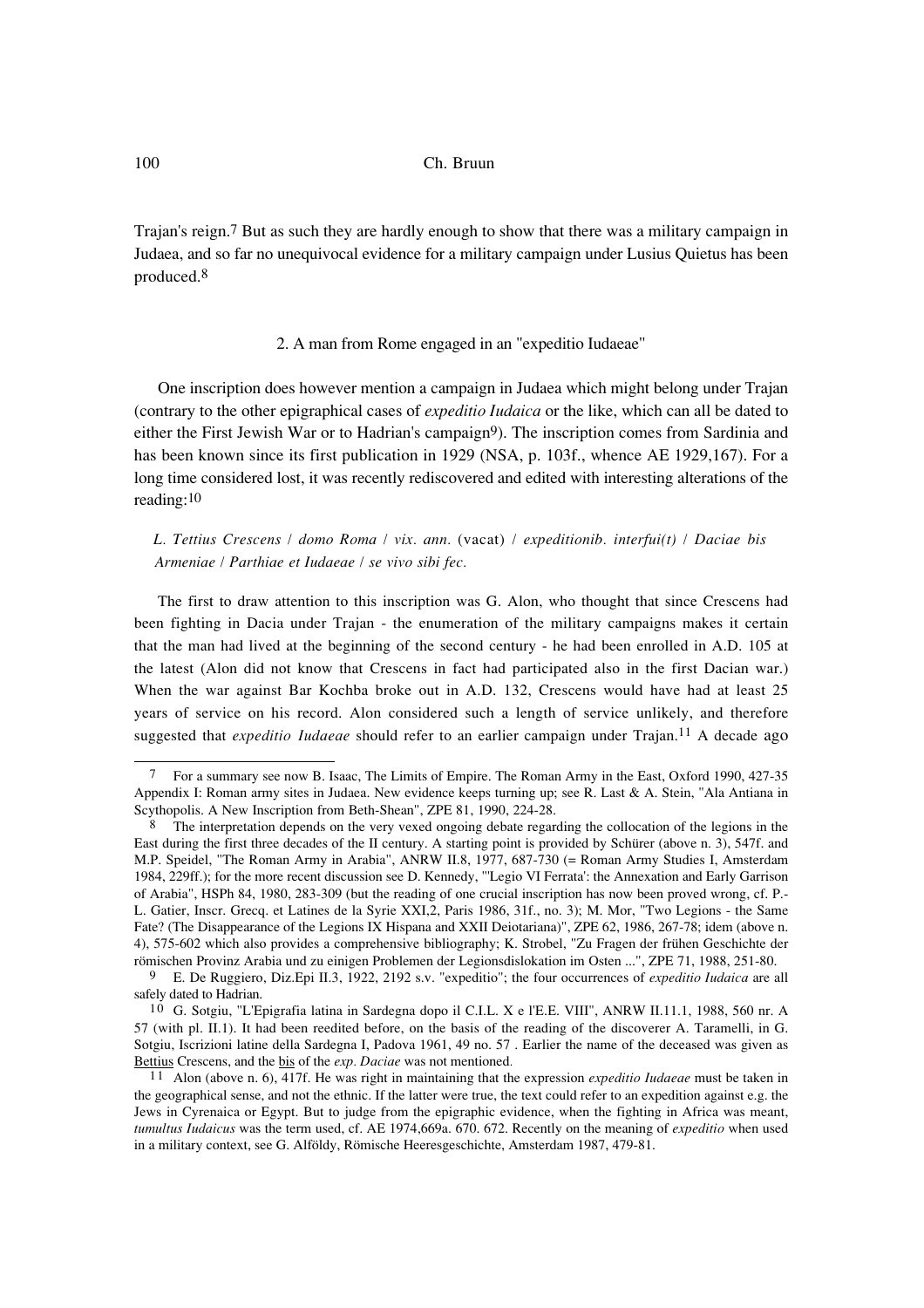Trajan's reign.[7] But as such they are hardly enough to show that there was a military campaign in Judaea, and so far no unequivocal evidence for a military campaign under Lusius Quietus has been produced.[8]

## 2. A man from Rome engaged in an "expeditio Iudaeae"

One inscription does however mention a campaign in Judaea which might belong under Trajan (contrary to the other epigraphical cases of *expeditio Iudaica* or the like, which can all be dated to either the First Jewish War or to Hadrian's campaign[9]). The inscription comes from Sardinia and has been known since its first publication in 1929 (NSA, p. 103f., whence AE 1929,167). For a long time considered lost, it was recently rediscovered and edited with interesting alterations of the reading:[10]

*L. Tettius Crescens / domo Roma / vix. ann.* (vacat) */ expeditionib. interfui(t) / Daciae bis Armeniae / Parthiae et Iudaeae / se vivo sibi fec.*

The first to draw attention to this inscription was G. Alon, who thought that since Crescens had been fighting in Dacia under Trajan - the enumeration of the military campaigns makes it certain that the man had lived at the beginning of the second century - he had been enrolled in A.D. 105 at the latest (Alon did not know that Crescens in fact had participated also in the first Dacian war.) When the war against Bar Kochba broke out in A.D. 132, Crescens would have had at least 25 years of service on his record. Alon considered such a length of service unlikely, and therefore suggested that *expeditio Iudaeae* should refer to an earlier campaign under Trajan.[11] A decade ago

---

[7] For a summary see now B. Isaac, The Limits of Empire. The Roman Army in the East, Oxford 1990, 427-35 Appendix I: Roman army sites in Judaea. New evidence keeps turning up; see R. Last & A. Stein, "Ala Antiana in Scythopolis. A New Inscription from Beth-Shean", ZPE 81, 1990, 224-28.

[8] The interpretation depends on the very vexed ongoing debate regarding the collocation of the legions in the East during the first three decades of the II century. A starting point is provided by Schürer (above n. 3), 547f. and M.P. Speidel, "The Roman Army in Arabia", ANRW II.8, 1977, 687-730 (= Roman Army Studies I, Amsterdam 1984, 229ff.); for the more recent discussion see D. Kennedy, "'Legio VI Ferrata': the Annexation and Early Garrison of Arabia", HSPh 84, 1980, 283-309 (but the reading of one crucial inscription has now been proved wrong, cf. P.-L. Gatier, Inscr. Grecq. et Latines de la Syrie XXI,2, Paris 1986, 31f., no. 3); M. Mor, "Two Legions - the Same Fate? (The Disappearance of the Legions IX Hispana and XXII Deiotariana)", ZPE 62, 1986, 267-78; idem (above n. 4), 575-602 which also provides a comprehensive bibliography; K. Strobel, "Zu Fragen der frühen Geschichte der römischen Provinz Arabia und zu einigen Problemen der Legionsdislokation im Osten ...", ZPE 71, 1988, 251-80.

[9] E. De Ruggiero, Diz.Epi II.3, 1922, 2192 s.v. "expeditio"; the four occurrences of *expeditio Iudaica* are all safely dated to Hadrian.

[10] G. Sotgiu, "L'Epigrafia latina in Sardegna dopo il C.I.L. X e l'E.E. VIII", ANRW II.11.1, 1988, 560 nr. A 57 (with pl. II.1). It had been reedited before, on the basis of the reading of the discoverer A. Taramelli, in G. Sotgiu, Iscrizioni latine della Sardegna I, Padova 1961, 49 no. 57 . Earlier the name of the deceased was given as Bettius Crescens, and the bis of the *exp. Daciae* was not mentioned.

[11] Alon (above n. 6), 417f. He was right in maintaining that the expression *expeditio Iudaeae* must be taken in the geographical sense, and not the ethnic. If the latter were true, the text could refer to an expedition against e.g. the Jews in Cyrenaica or Egypt. But to judge from the epigraphic evidence, when the fighting in Africa was meant, *tumultus Iudaicus* was the term used, cf. AE 1974,669a. 670. 672. Recently on the meaning of *expeditio* when used in a military context, see G. Alföldy, Römische Heeresgeschichte, Amsterdam 1987, 479-81.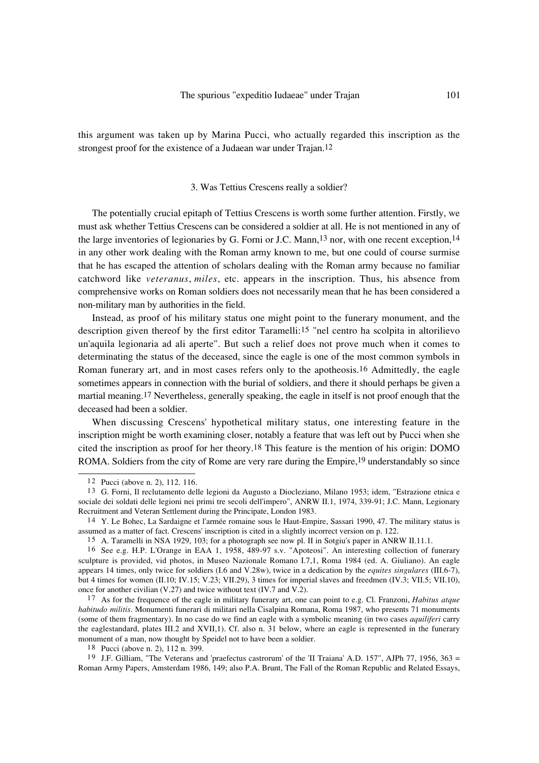this argument was taken up by Marina Pucci, who actually regarded this inscription as the strongest proof for the existence of a Judaean war under Trajan.[12]

### 3. Was Tettius Crescens really a soldier?

The potentially crucial epitaph of Tettius Crescens is worth some further attention. Firstly, we must ask whether Tettius Crescens can be considered a soldier at all. He is not mentioned in any of the large inventories of legionaries by G. Forni or J.C. Mann,[13] nor, with one recent exception,[14] in any other work dealing with the Roman army known to me, but one could of course surmise that he has escaped the attention of scholars dealing with the Roman army because no familiar catchword like *veteranus*, *miles*, etc. appears in the inscription. Thus, his absence from comprehensive works on Roman soldiers does not necessarily mean that he has been considered a non-military man by authorities in the field.

Instead, as proof of his military status one might point to the funerary monument, and the description given thereof by the first editor Taramelli:[15] "nel centro ha scolpita in altorilievo un'aquila legionaria ad ali aperte". But such a relief does not prove much when it comes to determinating the status of the deceased, since the eagle is one of the most common symbols in Roman funerary art, and in most cases refers only to the apotheosis.[16] Admittedly, the eagle sometimes appears in connection with the burial of soldiers, and there it should perhaps be given a martial meaning.[17] Nevertheless, generally speaking, the eagle in itself is not proof enough that the deceased had been a soldier.

When discussing Crescens' hypothetical military status, one interesting feature in the inscription might be worth examining closer, notably a feature that was left out by Pucci when she cited the inscription as proof for her theory.[18] This feature is the mention of his origin: DOMO ROMA. Soldiers from the city of Rome are very rare during the Empire,[19] understandably so since

---

12 Pucci (above n. 2), 112. 116.

13 G. Forni, Il reclutamento delle legioni da Augusto a Diocleziano, Milano 1953; idem, "Estrazione etnica e sociale dei soldati delle legioni nei primi tre secoli dell'impero", ANRW II.1, 1974, 339-91; J.C. Mann, Legionary Recruitment and Veteran Settlement during the Principate, London 1983.

14 Y. Le Bohec, La Sardaigne et l'armée romaine sous le Haut-Empire, Sassari 1990, 47. The military status is assumed as a matter of fact. Crescens' inscription is cited in a slightly incorrect version on p. 122.

15 A. Taramelli in NSA 1929, 103; for a photograph see now pl. II in Sotgiu's paper in ANRW II.11.1.

16 See e.g. H.P. L'Orange in EAA 1, 1958, 489-97 s.v. "Apoteosi". An interesting collection of funerary sculpture is provided, vid photos, in Museo Nazionale Romano I.7,1, Roma 1984 (ed. A. Giuliano). An eagle appears 14 times, only twice for soldiers (I.6 and V.28w), twice in a dedication by the *equites singulares* (III.6-7), but 4 times for women (II.10; IV.15; V.23; VII.29), 3 times for imperial slaves and freedmen (IV.3; VII.5; VII.10), once for another civilian (V.27) and twice without text (IV.7 and V.2).

17 As for the frequence of the eagle in military funerary art, one can point to e.g. Cl. Franzoni, *Habitus atque habitudo militis*. Monumenti funerari di militari nella Cisalpina Romana, Roma 1987, who presents 71 monuments (some of them fragmentary). In no case do we find an eagle with a symbolic meaning (in two cases *aquiliferi* carry the eaglestandard, plates III.2 and XVII,1). Cf. also n. 31 below, where an eagle is represented in the funerary monument of a man, now thought by Speidel not to have been a soldier.

18 Pucci (above n. 2), 112 n. 399.

19 J.F. Gilliam, "The Veterans and 'praefectus castrorum' of the 'II Traiana' A.D. 157", AJPh 77, 1956, 363 = Roman Army Papers, Amsterdam 1986, 149; also P.A. Brunt, The Fall of the Roman Republic and Related Essays,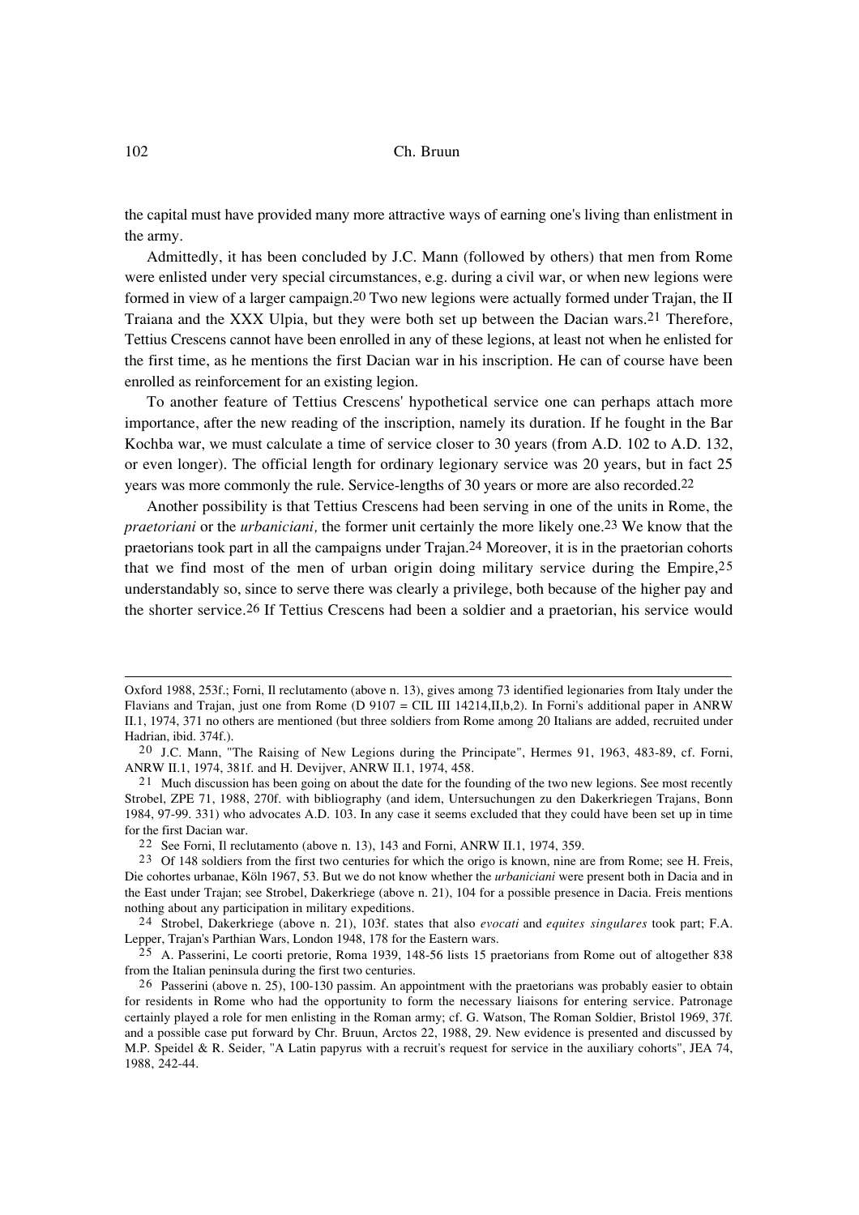the capital must have provided many more attractive ways of earning one's living than enlistment in the army.

Admittedly, it has been concluded by J.C. Mann (followed by others) that men from Rome were enlisted under very special circumstances, e.g. during a civil war, or when new legions were formed in view of a larger campaign.[20] Two new legions were actually formed under Trajan, the II Traiana and the XXX Ulpia, but they were both set up between the Dacian wars.[21] Therefore, Tettius Crescens cannot have been enrolled in any of these legions, at least not when he enlisted for the first time, as he mentions the first Dacian war in his inscription. He can of course have been enrolled as reinforcement for an existing legion.

To another feature of Tettius Crescens' hypothetical service one can perhaps attach more importance, after the new reading of the inscription, namely its duration. If he fought in the Bar Kochba war, we must calculate a time of service closer to 30 years (from A.D. 102 to A.D. 132, or even longer). The official length for ordinary legionary service was 20 years, but in fact 25 years was more commonly the rule. Service-lengths of 30 years or more are also recorded.[22]

Another possibility is that Tettius Crescens had been serving in one of the units in Rome, the *praetoriani* or the *urbaniciani,* the former unit certainly the more likely one.[23] We know that the praetorians took part in all the campaigns under Trajan.[24] Moreover, it is in the praetorian cohorts that we find most of the men of urban origin doing military service during the Empire,[25] understandably so, since to serve there was clearly a privilege, both because of the higher pay and the shorter service.[26] If Tettius Crescens had been a soldier and a praetorian, his service would

---

Oxford 1988, 253f.; Forni, Il reclutamento (above n. 13), gives among 73 identified legionaries from Italy under the Flavians and Trajan, just one from Rome (D 9107 = CIL III 14214,II,b,2). In Forni's additional paper in ANRW II.1, 1974, 371 no others are mentioned (but three soldiers from Rome among 20 Italians are added, recruited under Hadrian, ibid. 374f.).

20 J.C. Mann, "The Raising of New Legions during the Principate", Hermes 91, 1963, 483-89, cf. Forni, ANRW II.1, 1974, 381f. and H. Devijver, ANRW II.1, 1974, 458.

21 Much discussion has been going on about the date for the founding of the two new legions. See most recently Strobel, ZPE 71, 1988, 270f. with bibliography (and idem, Untersuchungen zu den Dakerkriegen Trajans, Bonn 1984, 97-99. 331) who advocates A.D. 103. In any case it seems excluded that they could have been set up in time for the first Dacian war.

22 See Forni, Il reclutamento (above n. 13), 143 and Forni, ANRW II.1, 1974, 359.

23 Of 148 soldiers from the first two centuries for which the origo is known, nine are from Rome; see H. Freis, Die cohortes urbanae, Köln 1967, 53. But we do not know whether the *urbaniciani* were present both in Dacia and in the East under Trajan; see Strobel, Dakerkriege (above n. 21), 104 for a possible presence in Dacia. Freis mentions nothing about any participation in military expeditions.

24 Strobel, Dakerkriege (above n. 21), 103f. states that also *evocati* and *equites singulares* took part; F.A. Lepper, Trajan's Parthian Wars, London 1948, 178 for the Eastern wars.

25 A. Passerini, Le coorti pretorie, Roma 1939, 148-56 lists 15 praetorians from Rome out of altogether 838 from the Italian peninsula during the first two centuries.

26 Passerini (above n. 25), 100-130 passim. An appointment with the praetorians was probably easier to obtain for residents in Rome who had the opportunity to form the necessary liaisons for entering service. Patronage certainly played a role for men enlisting in the Roman army; cf. G. Watson, The Roman Soldier, Bristol 1969, 37f. and a possible case put forward by Chr. Bruun, Arctos 22, 1988, 29. New evidence is presented and discussed by M.P. Speidel & R. Seider, "A Latin papyrus with a recruit's request for service in the auxiliary cohorts", JEA 74, 1988, 242-44.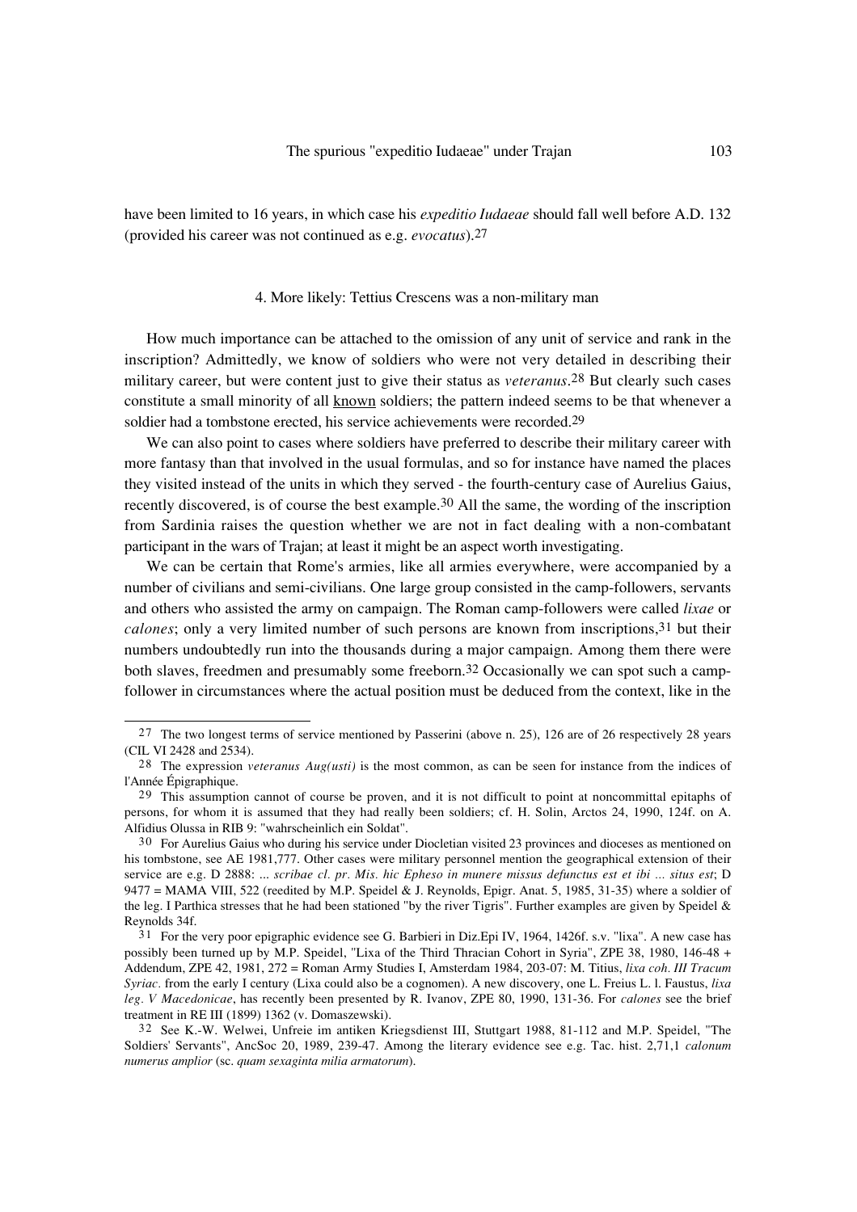have been limited to 16 years, in which case his *expeditio Iudaeae* should fall well before A.D. 132 (provided his career was not continued as e.g. *evocatus*).[27]

## 4. More likely: Tettius Crescens was a non-military man

How much importance can be attached to the omission of any unit of service and rank in the inscription? Admittedly, we know of soldiers who were not very detailed in describing their military career, but were content just to give their status as *veteranus*.[28] But clearly such cases constitute a small minority of all <u>known</u> soldiers; the pattern indeed seems to be that whenever a soldier had a tombstone erected, his service achievements were recorded.[29]

We can also point to cases where soldiers have preferred to describe their military career with more fantasy than that involved in the usual formulas, and so for instance have named the places they visited instead of the units in which they served - the fourth-century case of Aurelius Gaius, recently discovered, is of course the best example.[30] All the same, the wording of the inscription from Sardinia raises the question whether we are not in fact dealing with a non-combatant participant in the wars of Trajan; at least it might be an aspect worth investigating.

We can be certain that Rome's armies, like all armies everywhere, were accompanied by a number of civilians and semi-civilians. One large group consisted in the camp-followers, servants and others who assisted the army on campaign. The Roman camp-followers were called *lixae* or *calones*; only a very limited number of such persons are known from inscriptions,[31] but their numbers undoubtedly run into the thousands during a major campaign. Among them there were both slaves, freedmen and presumably some freeborn.[32] Occasionally we can spot such a camp-follower in circumstances where the actual position must be deduced from the context, like in the

---

27 The two longest terms of service mentioned by Passerini (above n. 25), 126 are of 26 respectively 28 years (CIL VI 2428 and 2534).

28 The expression *veteranus Aug(usti)* is the most common, as can be seen for instance from the indices of l'Année Épigraphique.

29 This assumption cannot of course be proven, and it is not difficult to point at noncommittal epitaphs of persons, for whom it is assumed that they had really been soldiers; cf. H. Solin, Arctos 24, 1990, 124f. on A. Alfidius Olussa in RIB 9: "wahrscheinlich ein Soldat".

30 For Aurelius Gaius who during his service under Diocletian visited 23 provinces and dioceses as mentioned on his tombstone, see AE 1981,777. Other cases were military personnel mention the geographical extension of their service are e.g. D 2888: ... *scribae cl. pr. Mis. hic Epheso in munere missus defunctus est et ibi ... situs est*; D 9477 = MAMA VIII, 522 (reedited by M.P. Speidel & J. Reynolds, Epigr. Anat. 5, 1985, 31-35) where a soldier of the leg. I Parthica stresses that he had been stationed "by the river Tigris". Further examples are given by Speidel & Reynolds 34f.

31 For the very poor epigraphic evidence see G. Barbieri in Diz.Epi IV, 1964, 1426f. s.v. "lixa". A new case has possibly been turned up by M.P. Speidel, "Lixa of the Third Thracian Cohort in Syria", ZPE 38, 1980, 146-48 + Addendum, ZPE 42, 1981, 272 = Roman Army Studies I, Amsterdam 1984, 203-07: M. Titius, *lixa coh. III Tracum Syriac.* from the early I century (Lixa could also be a cognomen). A new discovery, one L. Freius L. l. Faustus, *lixa leg. V Macedonicae*, has recently been presented by R. Ivanov, ZPE 80, 1990, 131-36. For *calones* see the brief treatment in RE III (1899) 1362 (v. Domaszewski).

32 See K.-W. Welwei, Unfreie im antiken Kriegsdienst III, Stuttgart 1988, 81-112 and M.P. Speidel, "The Soldiers' Servants", AncSoc 20, 1989, 239-47. Among the literary evidence see e.g. Tac. hist. 2,71,1 *calonum numerus amplior* (sc. *quam sexaginta milia armatorum*).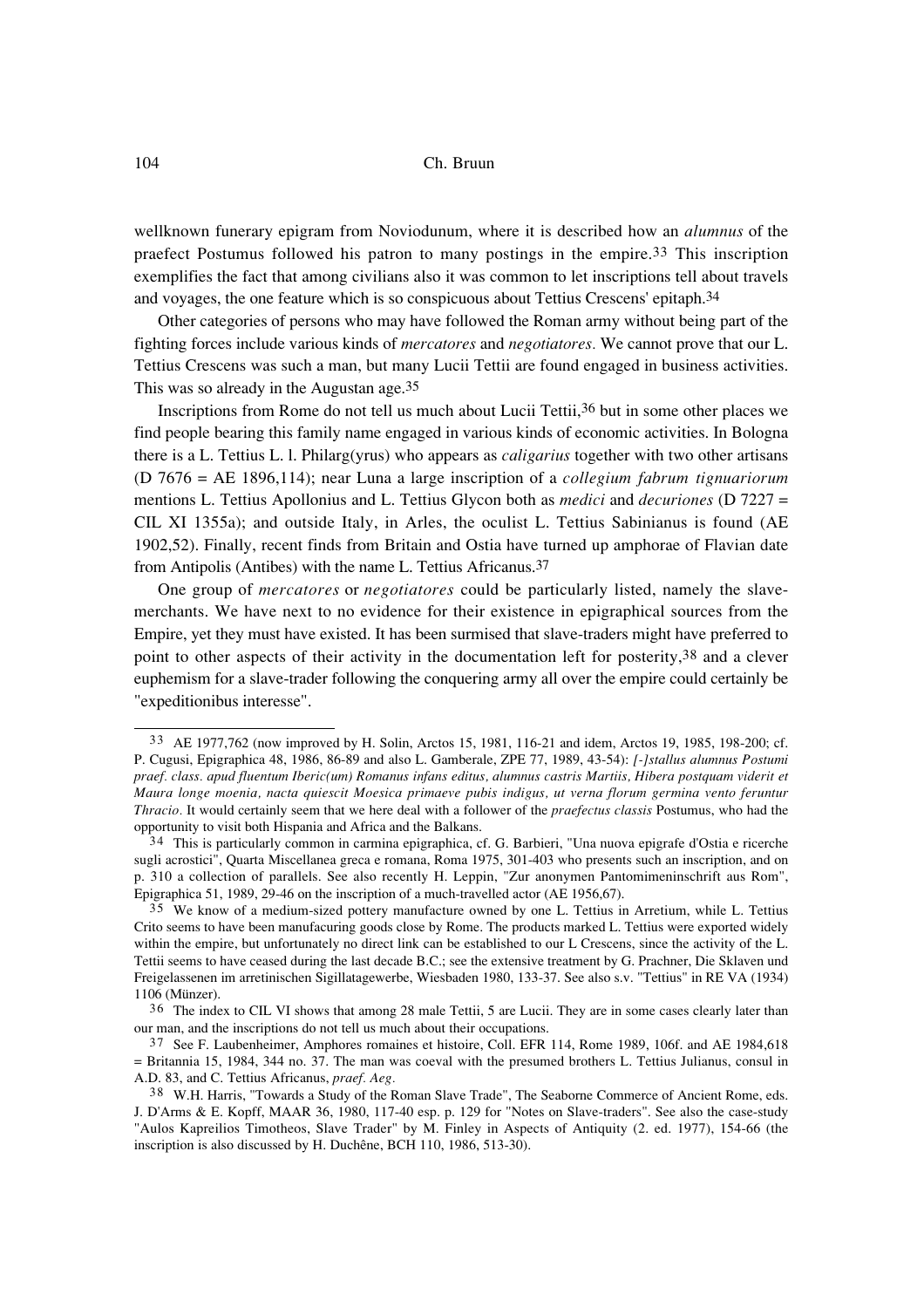wellknown funerary epigram from Noviodunum, where it is described how an *alumnus* of the praefect Postumus followed his patron to many postings in the empire.[33] This inscription exemplifies the fact that among civilians also it was common to let inscriptions tell about travels and voyages, the one feature which is so conspicuous about Tettius Crescens' epitaph.[34]

Other categories of persons who may have followed the Roman army without being part of the fighting forces include various kinds of *mercatores* and *negotiatores*. We cannot prove that our L. Tettius Crescens was such a man, but many Lucii Tettii are found engaged in business activities. This was so already in the Augustan age.[35]

Inscriptions from Rome do not tell us much about Lucii Tettii,[36] but in some other places we find people bearing this family name engaged in various kinds of economic activities. In Bologna there is a L. Tettius L. l. Philarg(yrus) who appears as *caligarius* together with two other artisans (D 7676 = AE 1896,114); near Luna a large inscription of a *collegium fabrum tignuariorum* mentions L. Tettius Apollonius and L. Tettius Glycon both as *medici* and *decuriones* (D 7227 = CIL XI 1355a); and outside Italy, in Arles, the oculist L. Tettius Sabinianus is found (AE 1902,52). Finally, recent finds from Britain and Ostia have turned up amphorae of Flavian date from Antipolis (Antibes) with the name L. Tettius Africanus.[37]

One group of *mercatores* or *negotiatores* could be particularly listed, namely the slave-merchants. We have next to no evidence for their existence in epigraphical sources from the Empire, yet they must have existed. It has been surmised that slave-traders might have preferred to point to other aspects of their activity in the documentation left for posterity,[38] and a clever euphemism for a slave-trader following the conquering army all over the empire could certainly be "expeditionibus interesse".

---

[33] AE 1977,762 (now improved by H. Solin, Arctos 15, 1981, 116-21 and idem, Arctos 19, 1985, 198-200; cf. P. Cugusi, Epigraphica 48, 1986, 86-89 and also L. Gamberale, ZPE 77, 1989, 43-54): *[-]stallus alumnus Postumi praef. class. apud fluentum Iberic(um) Romanus infans editus, alumnus castris Martiis, Hibera postquam viderit et Maura longe moenia, nacta quiescit Moesica primaeve pubis indigus, ut verna florum germina vento feruntur Thracio.* It would certainly seem that we here deal with a follower of the *praefectus classis* Postumus, who had the opportunity to visit both Hispania and Africa and the Balkans.

[34] This is particularly common in carmina epigraphica, cf. G. Barbieri, "Una nuova epigrafe d'Ostia e ricerche sugli acrostici", Quarta Miscellanea greca e romana, Roma 1975, 301-403 who presents such an inscription, and on p. 310 a collection of parallels. See also recently H. Leppin, "Zur anonymen Pantomimeninschrift aus Rom", Epigraphica 51, 1989, 29-46 on the inscription of a much-travelled actor (AE 1956,67).

[35] We know of a medium-sized pottery manufacture owned by one L. Tettius in Arretium, while L. Tettius Crito seems to have been manufacuring goods close by Rome. The products marked L. Tettius were exported widely within the empire, but unfortunately no direct link can be established to our L Crescens, since the activity of the L. Tettii seems to have ceased during the last decade B.C.; see the extensive treatment by G. Prachner, Die Sklaven und Freigelassenen im arretinischen Sigillatagewerbe, Wiesbaden 1980, 133-37. See also s.v. "Tettius" in RE VA (1934) 1106 (Münzer).

[36] The index to CIL VI shows that among 28 male Tettii, 5 are Lucii. They are in some cases clearly later than our man, and the inscriptions do not tell us much about their occupations.

[37] See F. Laubenheimer, Amphores romaines et histoire, Coll. EFR 114, Rome 1989, 106f. and AE 1984,618 = Britannia 15, 1984, 344 no. 37. The man was coeval with the presumed brothers L. Tettius Julianus, consul in A.D. 83, and C. Tettius Africanus, *praef. Aeg.*

[38] W.H. Harris, "Towards a Study of the Roman Slave Trade", The Seaborne Commerce of Ancient Rome, eds. J. D'Arms & E. Kopff, MAAR 36, 1980, 117-40 esp. p. 129 for "Notes on Slave-traders". See also the case-study "Aulos Kapreilios Timotheos, Slave Trader" by M. Finley in Aspects of Antiquity (2. ed. 1977), 154-66 (the inscription is also discussed by H. Duchêne, BCH 110, 1986, 513-30).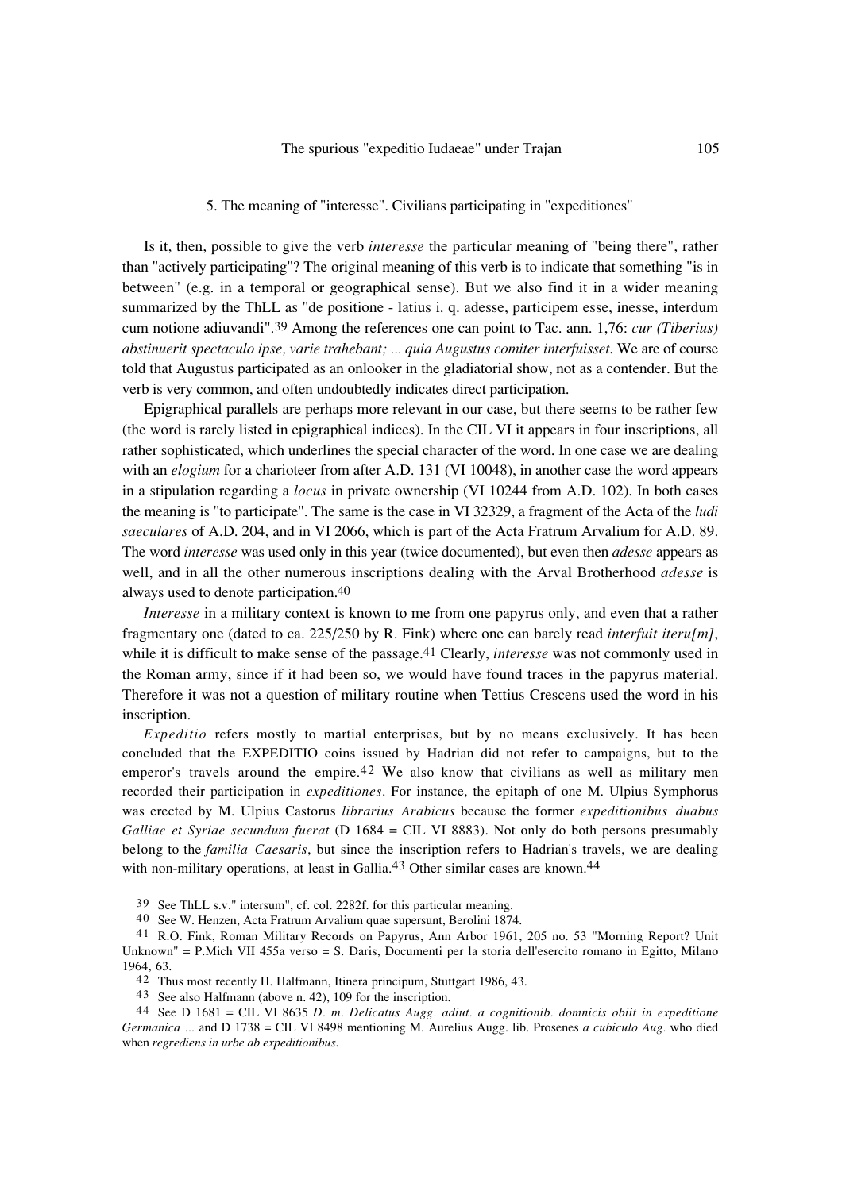## 5. The meaning of "interesse". Civilians participating in "expeditiones"

Is it, then, possible to give the verb *interesse* the particular meaning of "being there", rather than "actively participating"? The original meaning of this verb is to indicate that something "is in between" (e.g. in a temporal or geographical sense). But we also find it in a wider meaning summarized by the ThLL as "de positione - latius i. q. adesse, participem esse, inesse, interdum cum notione adiuvandi".[39] Among the references one can point to Tac. ann. 1,76: *cur (Tiberius) abstinuerit spectaculo ipse, varie trahebant; ... quia Augustus comiter interfuisset*. We are of course told that Augustus participated as an onlooker in the gladiatorial show, not as a contender. But the verb is very common, and often undoubtedly indicates direct participation.

Epigraphical parallels are perhaps more relevant in our case, but there seems to be rather few (the word is rarely listed in epigraphical indices). In the CIL VI it appears in four inscriptions, all rather sophisticated, which underlines the special character of the word. In one case we are dealing with an *elogium* for a charioteer from after A.D. 131 (VI 10048), in another case the word appears in a stipulation regarding a *locus* in private ownership (VI 10244 from A.D. 102). In both cases the meaning is "to participate". The same is the case in VI 32329, a fragment of the Acta of the *ludi saeculares* of A.D. 204, and in VI 2066, which is part of the Acta Fratrum Arvalium for A.D. 89. The word *interesse* was used only in this year (twice documented), but even then *adesse* appears as well, and in all the other numerous inscriptions dealing with the Arval Brotherhood *adesse* is always used to denote participation.[40]

*Interesse* in a military context is known to me from one papyrus only, and even that a rather fragmentary one (dated to ca. 225/250 by R. Fink) where one can barely read *interfuit iteru[m]*, while it is difficult to make sense of the passage.[41] Clearly, *interesse* was not commonly used in the Roman army, since if it had been so, we would have found traces in the papyrus material. Therefore it was not a question of military routine when Tettius Crescens used the word in his inscription.

*Expeditio* refers mostly to martial enterprises, but by no means exclusively. It has been concluded that the EXPEDITIO coins issued by Hadrian did not refer to campaigns, but to the emperor's travels around the empire.[42] We also know that civilians as well as military men recorded their participation in *expeditiones*. For instance, the epitaph of one M. Ulpius Symphorus was erected by M. Ulpius Castorus *librarius Arabicus* because the former *expeditionibus duabus Galliae et Syriae secundum fuerat* (D 1684 = CIL VI 8883). Not only do both persons presumably belong to the *familia Caesaris*, but since the inscription refers to Hadrian's travels, we are dealing with non-military operations, at least in Gallia.[43] Other similar cases are known.[44]

---

[39] See ThLL s.v." intersum", cf. col. 2282f. for this particular meaning.

[40] See W. Henzen, Acta Fratrum Arvalium quae supersunt, Berolini 1874.

[41] R.O. Fink, Roman Military Records on Papyrus, Ann Arbor 1961, 205 no. 53 "Morning Report? Unit Unknown" = P.Mich VII 455a verso = S. Daris, Documenti per la storia dell'esercito romano in Egitto, Milano 1964, 63.

[42] Thus most recently H. Halfmann, Itinera principum, Stuttgart 1986, 43.

[43] See also Halfmann (above n. 42), 109 for the inscription.

[44] See D 1681 = CIL VI 8635 *D. m. Delicatus Augg. adiut. a cognitionib. domnicis obiit in expeditione Germanica ...* and D 1738 = CIL VI 8498 mentioning M. Aurelius Augg. lib. Prosenes *a cubiculo Aug.* who died when *regrediens in urbe ab expeditionibus*.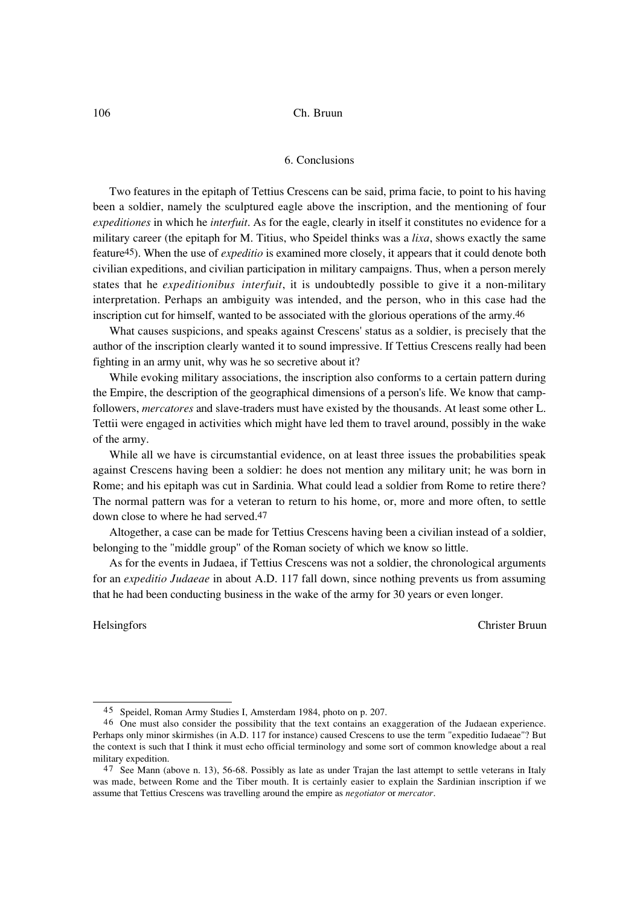## 6. Conclusions

Two features in the epitaph of Tettius Crescens can be said, prima facie, to point to his having been a soldier, namely the sculptured eagle above the inscription, and the mentioning of four *expeditiones* in which he *interfuit*. As for the eagle, clearly in itself it constitutes no evidence for a military career (the epitaph for M. Titius, who Speidel thinks was a *lixa*, shows exactly the same feature[45]). When the use of *expeditio* is examined more closely, it appears that it could denote both civilian expeditions, and civilian participation in military campaigns. Thus, when a person merely states that he *expeditionibus interfuit*, it is undoubtedly possible to give it a non-military interpretation. Perhaps an ambiguity was intended, and the person, who in this case had the inscription cut for himself, wanted to be associated with the glorious operations of the army.[46]

What causes suspicions, and speaks against Crescens' status as a soldier, is precisely that the author of the inscription clearly wanted it to sound impressive. If Tettius Crescens really had been fighting in an army unit, why was he so secretive about it?

While evoking military associations, the inscription also conforms to a certain pattern during the Empire, the description of the geographical dimensions of a person's life. We know that camp-followers, *mercatores* and slave-traders must have existed by the thousands. At least some other L. Tettii were engaged in activities which might have led them to travel around, possibly in the wake of the army.

While all we have is circumstantial evidence, on at least three issues the probabilities speak against Crescens having been a soldier: he does not mention any military unit; he was born in Rome; and his epitaph was cut in Sardinia. What could lead a soldier from Rome to retire there? The normal pattern was for a veteran to return to his home, or, more and more often, to settle down close to where he had served.[47]

Altogether, a case can be made for Tettius Crescens having been a civilian instead of a soldier, belonging to the "middle group" of the Roman society of which we know so little.

As for the events in Judaea, if Tettius Crescens was not a soldier, the chronological arguments for an *expeditio Judaeae* in about A.D. 117 fall down, since nothing prevents us from assuming that he had been conducting business in the wake of the army for 30 years or even longer.

Helsingfors — Christer Bruun

---

[45] Speidel, Roman Army Studies I, Amsterdam 1984, photo on p. 207.

[46] One must also consider the possibility that the text contains an exaggeration of the Judaean experience. Perhaps only minor skirmishes (in A.D. 117 for instance) caused Crescens to use the term "expeditio Iudaeae"? But the context is such that I think it must echo official terminology and some sort of common knowledge about a real military expedition.

[47] See Mann (above n. 13), 56-68. Possibly as late as under Trajan the last attempt to settle veterans in Italy was made, between Rome and the Tiber mouth. It is certainly easier to explain the Sardinian inscription if we assume that Tettius Crescens was travelling around the empire as *negotiator* or *mercator*.